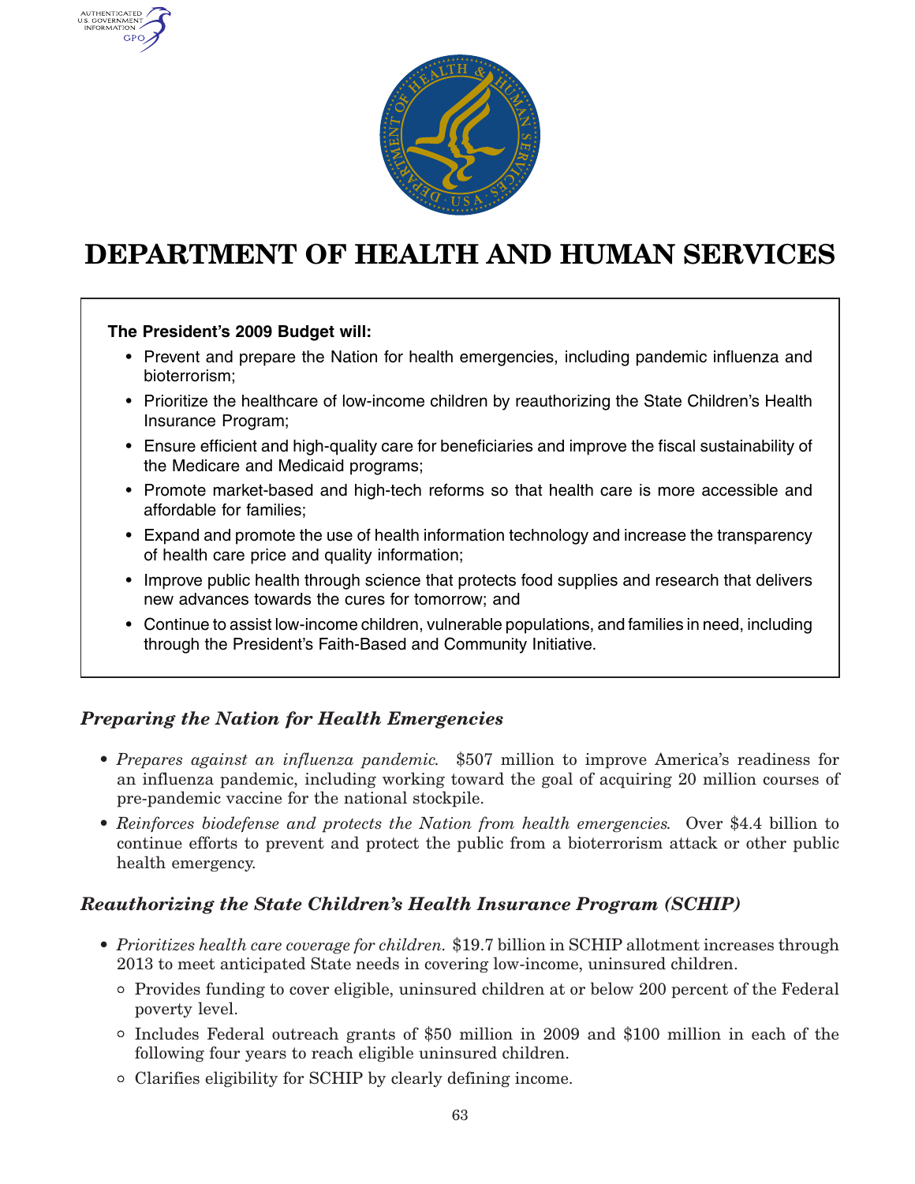# DEPARTMENT OF HEALTH AND HUMAN SERVICES

**The President's 2009 Budget will:**

- Prevent and prepare the Nation for health emergencies, including pandemic influenza and bioterrorism;
- Prioritize the healthcare of low-income children by reauthorizing the State Children's Health Insurance Program;
- Ensure efficient and high-quality care for beneficiaries and improve the fiscal sustainability of the Medicare and Medicaid programs;
- Promote market-based and high-tech reforms so that health care is more accessible and affordable for families;
- Expand and promote the use of health information technology and increase the transparency of health care price and quality information;
- Improve public health through science that protects food supplies and research that delivers new advances towards the cures for tomorrow; and
- Continue to assist low-income children, vulnerable populations, and families in need, including through the President's Faith-Based and Community Initiative.

## *Preparing the Nation for Health Emergencies*

- *Prepares against an influenza pandemic.* $507 million to improve America's readiness for an influenza pandemic, including working toward the goal of acquiring 20 million courses of pre-pandemic vaccine for the national stockpile.
- *Reinforces biodefense and protects the Nation from health emergencies.* Over $4.4 billion to continue efforts to prevent and protect the public from a bioterrorism attack or other public health emergency.

## *Reauthorizing the State Children's Health Insurance Program (SCHIP)*

- *Prioritizes health care coverage for children.* $19.7 billion in SCHIP allotment increases through 2013 to meet anticipated State needs in covering low-income, uninsured children.
  - Provides funding to cover eligible, uninsured children at or below 200 percent of the Federal poverty level.
  - Includes Federal outreach grants of $50 million in 2009 and $100 million in each of the following four years to reach eligible uninsured children.
  - Clarifies eligibility for SCHIP by clearly defining income.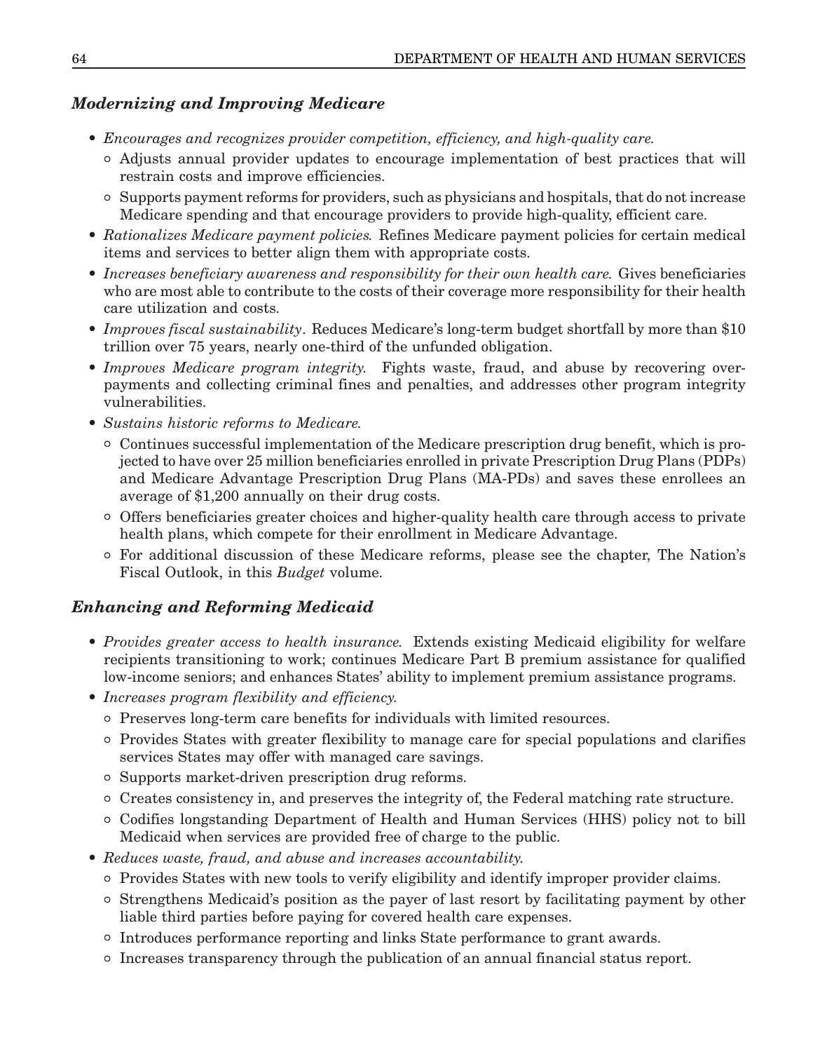### *Modernizing and Improving Medicare*

- *Encourages and recognizes provider competition, efficiency, and high-quality care.*
  - Adjusts annual provider updates to encourage implementation of best practices that will restrain costs and improve efficiencies.
  - Supports payment reforms for providers, such as physicians and hospitals, that do not increase Medicare spending and that encourage providers to provide high-quality, efficient care.
- *Rationalizes Medicare payment policies.* Refines Medicare payment policies for certain medical items and services to better align them with appropriate costs.
- *Increases beneficiary awareness and responsibility for their own health care.* Gives beneficiaries who are most able to contribute to the costs of their coverage more responsibility for their health care utilization and costs.
- *Improves fiscal sustainability*. Reduces Medicare's long-term budget shortfall by more than $10 trillion over 75 years, nearly one-third of the unfunded obligation.
- *Improves Medicare program integrity.* Fights waste, fraud, and abuse by recovering overpayments and collecting criminal fines and penalties, and addresses other program integrity vulnerabilities.
- *Sustains historic reforms to Medicare.*
  - Continues successful implementation of the Medicare prescription drug benefit, which is projected to have over 25 million beneficiaries enrolled in private Prescription Drug Plans (PDPs) and Medicare Advantage Prescription Drug Plans (MA-PDs) and saves these enrollees an average of $1,200 annually on their drug costs.
  - Offers beneficiaries greater choices and higher-quality health care through access to private health plans, which compete for their enrollment in Medicare Advantage.
  - For additional discussion of these Medicare reforms, please see the chapter, The Nation's Fiscal Outlook, in this *Budget* volume.

### *Enhancing and Reforming Medicaid*

- *Provides greater access to health insurance.* Extends existing Medicaid eligibility for welfare recipients transitioning to work; continues Medicare Part B premium assistance for qualified low-income seniors; and enhances States' ability to implement premium assistance programs.
- *Increases program flexibility and efficiency.*
  - Preserves long-term care benefits for individuals with limited resources.
  - Provides States with greater flexibility to manage care for special populations and clarifies services States may offer with managed care savings.
  - Supports market-driven prescription drug reforms.
  - Creates consistency in, and preserves the integrity of, the Federal matching rate structure.
  - Codifies longstanding Department of Health and Human Services (HHS) policy not to bill Medicaid when services are provided free of charge to the public.
- *Reduces waste, fraud, and abuse and increases accountability.*
  - Provides States with new tools to verify eligibility and identify improper provider claims.
  - Strengthens Medicaid's position as the payer of last resort by facilitating payment by other liable third parties before paying for covered health care expenses.
  - Introduces performance reporting and links State performance to grant awards.
  - Increases transparency through the publication of an annual financial status report.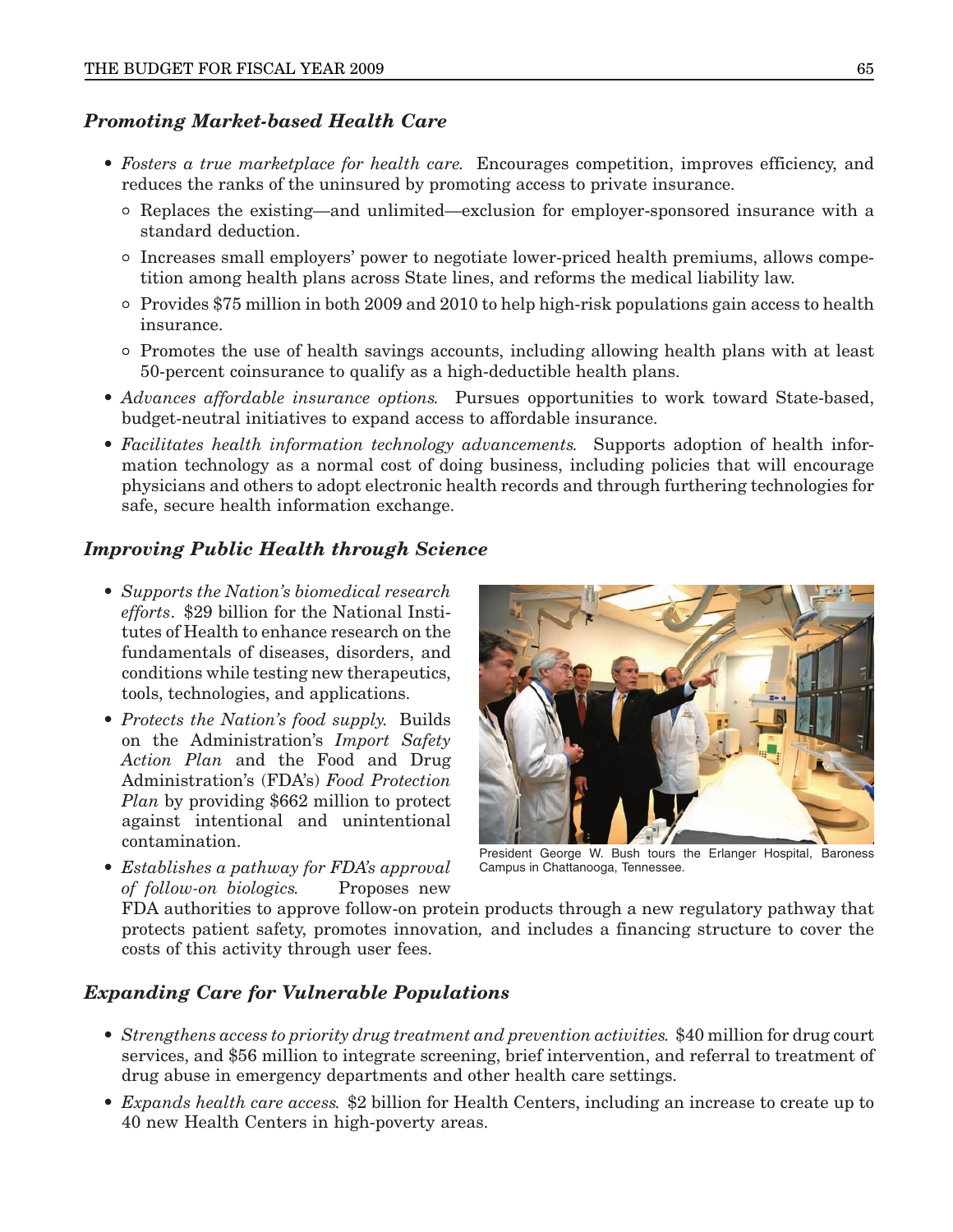### *Promoting Market-based Health Care*

- *Fosters a true marketplace for health care.* Encourages competition, improves efficiency, and reduces the ranks of the uninsured by promoting access to private insurance.
  - Replaces the existing—and unlimited—exclusion for employer-sponsored insurance with a standard deduction.
  - Increases small employers' power to negotiate lower-priced health premiums, allows competition among health plans across State lines, and reforms the medical liability law.
  - Provides $75 million in both 2009 and 2010 to help high-risk populations gain access to health insurance.
  - Promotes the use of health savings accounts, including allowing health plans with at least 50-percent coinsurance to qualify as a high-deductible health plans.
- *Advances affordable insurance options.* Pursues opportunities to work toward State-based, budget-neutral initiatives to expand access to affordable insurance.
- *Facilitates health information technology advancements.* Supports adoption of health information technology as a normal cost of doing business, including policies that will encourage physicians and others to adopt electronic health records and through furthering technologies for safe, secure health information exchange.

### *Improving Public Health through Science*

- *Supports the Nation's biomedical research efforts*. $29 billion for the National Institutes of Health to enhance research on the fundamentals of diseases, disorders, and conditions while testing new therapeutics, tools, technologies, and applications.
- *Protects the Nation's food supply.* Builds on the Administration's *Import Safety Action Plan* and the Food and Drug Administration's (FDA's) *Food Protection Plan* by providing $662 million to protect against intentional and unintentional contamination.
- *Establishes a pathway for FDA's approval of follow-on biologics.* Proposes new FDA authorities to approve follow-on protein products through a new regulatory pathway that protects patient safety, promotes innovation, and includes a financing structure to cover the costs of this activity through user fees.

President George W. Bush tours the Erlanger Hospital, Baroness Campus in Chattanooga, Tennessee.

### *Expanding Care for Vulnerable Populations*

- *Strengthens access to priority drug treatment and prevention activities.* $40 million for drug court services, and $56 million to integrate screening, brief intervention, and referral to treatment of drug abuse in emergency departments and other health care settings.
- *Expands health care access.* $2 billion for Health Centers, including an increase to create up to 40 new Health Centers in high-poverty areas.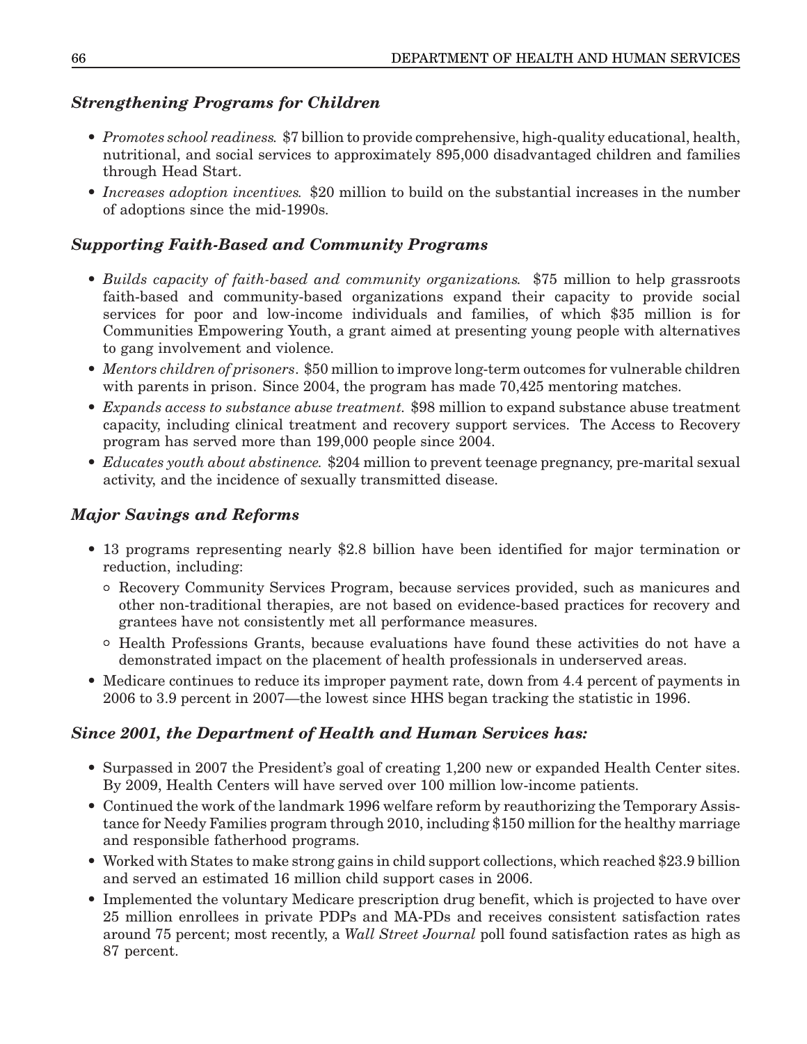### *Strengthening Programs for Children*

- *Promotes school readiness.* $7 billion to provide comprehensive, high-quality educational, health, nutritional, and social services to approximately 895,000 disadvantaged children and families through Head Start.
- *Increases adoption incentives.* $20 million to build on the substantial increases in the number of adoptions since the mid-1990s.

### *Supporting Faith-Based and Community Programs*

- *Builds capacity of faith-based and community organizations.* $75 million to help grassroots faith-based and community-based organizations expand their capacity to provide social services for poor and low-income individuals and families, of which $35 million is for Communities Empowering Youth, a grant aimed at presenting young people with alternatives to gang involvement and violence.
- *Mentors children of prisoners*. $50 million to improve long-term outcomes for vulnerable children with parents in prison. Since 2004, the program has made 70,425 mentoring matches.
- *Expands access to substance abuse treatment.* $98 million to expand substance abuse treatment capacity, including clinical treatment and recovery support services. The Access to Recovery program has served more than 199,000 people since 2004.
- *Educates youth about abstinence.* $204 million to prevent teenage pregnancy, pre-marital sexual activity, and the incidence of sexually transmitted disease.

### *Major Savings and Reforms*

- 13 programs representing nearly $2.8 billion have been identified for major termination or reduction, including:
  - Recovery Community Services Program, because services provided, such as manicures and other non-traditional therapies, are not based on evidence-based practices for recovery and grantees have not consistently met all performance measures.
  - Health Professions Grants, because evaluations have found these activities do not have a demonstrated impact on the placement of health professionals in underserved areas.
- Medicare continues to reduce its improper payment rate, down from 4.4 percent of payments in 2006 to 3.9 percent in 2007—the lowest since HHS began tracking the statistic in 1996.

### *Since 2001, the Department of Health and Human Services has:*

- Surpassed in 2007 the President's goal of creating 1,200 new or expanded Health Center sites. By 2009, Health Centers will have served over 100 million low-income patients.
- Continued the work of the landmark 1996 welfare reform by reauthorizing the Temporary Assistance for Needy Families program through 2010, including $150 million for the healthy marriage and responsible fatherhood programs.
- Worked with States to make strong gains in child support collections, which reached $23.9 billion and served an estimated 16 million child support cases in 2006.
- Implemented the voluntary Medicare prescription drug benefit, which is projected to have over 25 million enrollees in private PDPs and MA-PDs and receives consistent satisfaction rates around 75 percent; most recently, a *Wall Street Journal* poll found satisfaction rates as high as 87 percent.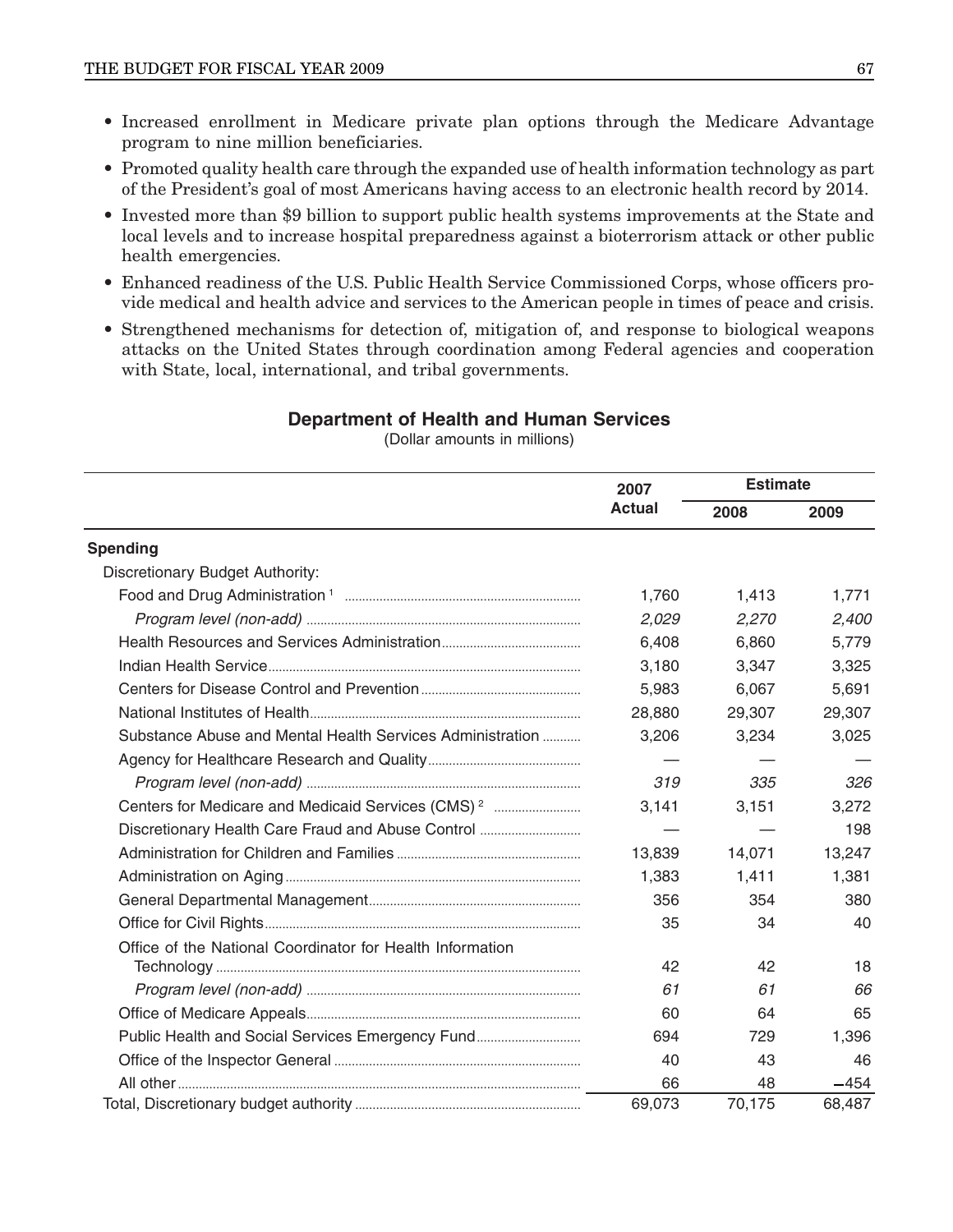- Increased enrollment in Medicare private plan options through the Medicare Advantage program to nine million beneficiaries.
- Promoted quality health care through the expanded use of health information technology as part of the President's goal of most Americans having access to an electronic health record by 2014.
- Invested more than $9 billion to support public health systems improvements at the State and local levels and to increase hospital preparedness against a bioterrorism attack or other public health emergencies.
- Enhanced readiness of the U.S. Public Health Service Commissioned Corps, whose officers provide medical and health advice and services to the American people in times of peace and crisis.
- Strengthened mechanisms for detection of, mitigation of, and response to biological weapons attacks on the United States through coordination among Federal agencies and cooperation with State, local, international, and tribal governments.

## Department of Health and Human Services

(Dollar amounts in millions)

| | 2007 Actual | Estimate | |
|---|---|---|---|
| | | 2008 | 2009 |
| **Spending** | | | |
| Discretionary Budget Authority: | | | |
| Food and Drug Administration [1] | 1,760 | 1,413 | 1,771 |
| *Program level (non-add)* | *2,029* | *2,270* | *2,400* |
| Health Resources and Services Administration | 6,408 | 6,860 | 5,779 |
| Indian Health Service | 3,180 | 3,347 | 3,325 |
| Centers for Disease Control and Prevention | 5,983 | 6,067 | 5,691 |
| National Institutes of Health | 28,880 | 29,307 | 29,307 |
| Substance Abuse and Mental Health Services Administration | 3,206 | 3,234 | 3,025 |
| Agency for Healthcare Research and Quality | — | — | — |
| *Program level (non-add)* | *319* | *335* | *326* |
| Centers for Medicare and Medicaid Services (CMS) [2] | 3,141 | 3,151 | 3,272 |
| Discretionary Health Care Fraud and Abuse Control | — | — | 198 |
| Administration for Children and Families | 13,839 | 14,071 | 13,247 |
| Administration on Aging | 1,383 | 1,411 | 1,381 |
| General Departmental Management | 356 | 354 | 380 |
| Office for Civil Rights | 35 | 34 | 40 |
| Office of the National Coordinator for Health Information Technology | 42 | 42 | 18 |
| *Program level (non-add)* | *61* | *61* | *66* |
| Office of Medicare Appeals | 60 | 64 | 65 |
| Public Health and Social Services Emergency Fund | 694 | 729 | 1,396 |
| Office of the Inspector General | 40 | 43 | 46 |
| All other | 66 | 48 | −454 |
| Total, Discretionary budget authority | 69,073 | 70,175 | 68,487 |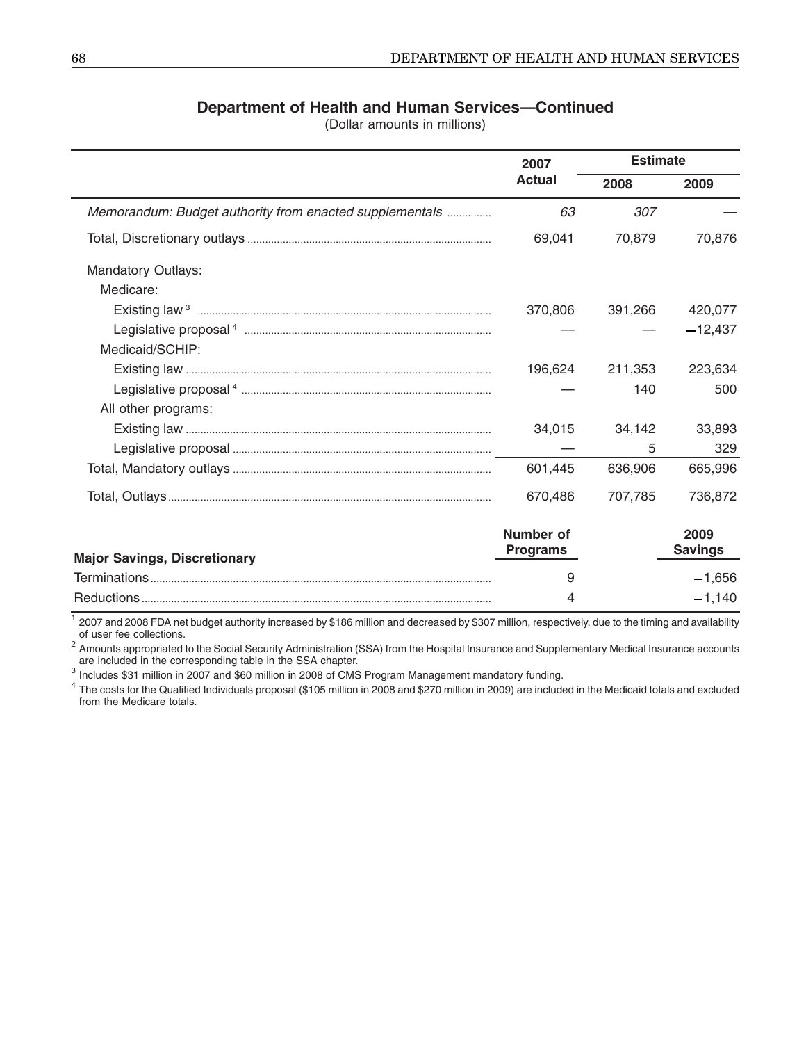## Department of Health and Human Services—Continued

(Dollar amounts in millions)

| | 2007 Actual | Estimate | |
|---|---|---|---|
| | | 2008 | 2009 |
| *Memorandum: Budget authority from enacted supplementals* | *63* | *307* | — |
| Total, Discretionary outlays | 69,041 | 70,879 | 70,876 |
| Mandatory Outlays: | | | |
| Medicare: | | | |
| Existing law [3] | 370,806 | 391,266 | 420,077 |
| Legislative proposal [4] | — | — | −12,437 |
| Medicaid/SCHIP: | | | |
| Existing law | 196,624 | 211,353 | 223,634 |
| Legislative proposal [4] | — | 140 | 500 |
| All other programs: | | | |
| Existing law | 34,015 | 34,142 | 33,893 |
| Legislative proposal | — | 5 | 329 |
| Total, Mandatory outlays | 601,445 | 636,906 | 665,996 |
| Total, Outlays | 670,486 | 707,785 | 736,872 |

| Major Savings, Discretionary | Number of Programs | 2009 Savings |
|---|---|---|
| Terminations | 9 | −1,656 |
| Reductions | 4 | −1,140 |

[1] 2007 and 2008 FDA net budget authority increased by $186 million and decreased by $307 million, respectively, due to the timing and availability of user fee collections.

[2] Amounts appropriated to the Social Security Administration (SSA) from the Hospital Insurance and Supplementary Medical Insurance accounts are included in the corresponding table in the SSA chapter.

[3] Includes $31 million in 2007 and $60 million in 2008 of CMS Program Management mandatory funding.

[4] The costs for the Qualified Individuals proposal ($105 million in 2008 and $270 million in 2009) are included in the Medicaid totals and excluded from the Medicare totals.